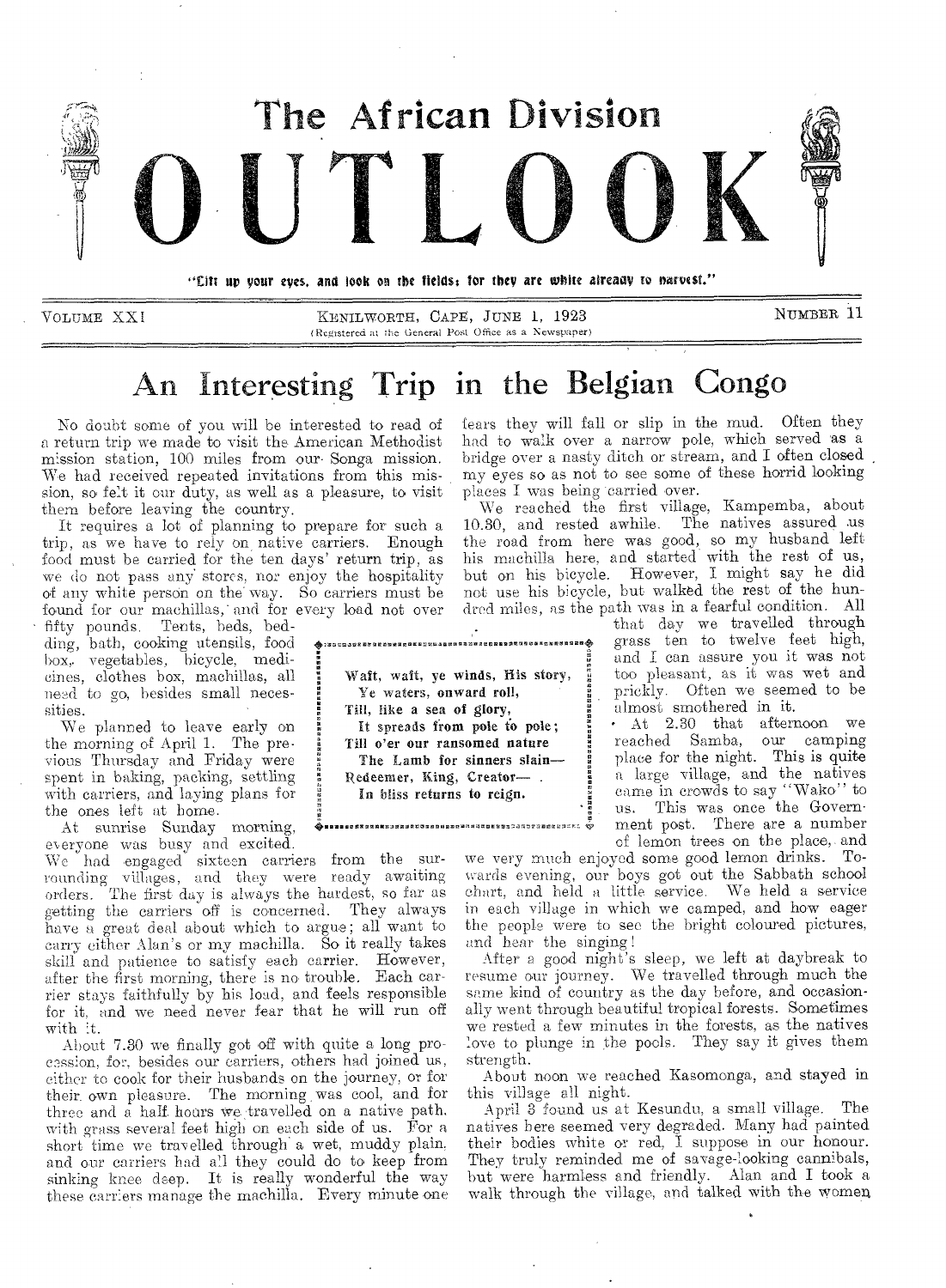# The African Division OUTLOOK

"Lift up your eyes, and look on the fields; for they are white already to harvest."

VOLUME XXI — KENILWORTH, CAPE, JUNE 1, 1923 — NUMBER 11

(Registered at the General Post Office as a Newspaper)

## An Interesting Trip in the Belgian Congo

No doubt some of you will be interested to read of a return trip we made to visit the American Methodist mission station, 100 miles from our Songa mission. We had received repeated invitations from this mission, so felt it our duty, as well as a pleasure, to visit them before leaving the country.

It requires a lot of planning to prepare for such a trip, as we have to rely on native carriers. Enough food must be carried for the ten days' return trip, as we do not pass any stores, nor enjoy the hospitality of any white person on the way. So carriers must be found for our machillas, and for every load not over fifty pounds. Tents, beds, bedding, bath, cooking utensils, food box, vegetables, bicycle, medicines, clothes box, machillas, all need to go, besides small necessities.

> Waft, waft, ye winds, His story,
> Ye waters, onward roll,
> Till, like a sea of glory,
> It spreads from pole to pole;
> Till o'er our ransomed nature
> The Lamb for sinners slain—
> Redeemer, King, Creator—
> In bliss returns to reign.

We planned to leave early on the morning of April 1. The previous Thursday and Friday were spent in baking, packing, settling with carriers, and laying plans for the ones left at home.

At sunrise Sunday morning, everyone was busy and excited. We had engaged sixteen carriers from the surrounding villages, and they were ready awaiting orders. The first day is always the hardest, so far as getting the carriers off is concerned. They always have a great deal about which to argue; all want to carry either Alan's or my machilla. So it really takes skill and patience to satisfy each carrier. However, after the first morning, there is no trouble. Each carrier stays faithfully by his load, and feels responsible for it, and we need never fear that he will run off with it.

About 7.30 we finally got off with quite a long procession, for, besides our carriers, others had joined us, either to cook for their husbands on the journey, or for their own pleasure. The morning was cool, and for three and a half hours we travelled on a native path, with grass several feet high on each side of us. For a short time we travelled through a wet, muddy plain, and our carriers had all they could do to keep from sinking knee deep. It is really wonderful the way these carriers manage the machilla. Every minute one fears they will fall or slip in the mud. Often they had to walk over a narrow pole, which served as a bridge over a nasty ditch or stream, and I often closed my eyes so as not to see some of these horrid looking places I was being carried over.

We reached the first village, Kampemba, about 10.30, and rested awhile. The natives assured us the road from here was good, so my husband left his machilla here, and started with the rest of us, but on his bicycle. However, I might say he did not use his bicycle, but walked the rest of the hundred miles, as the path was in a fearful condition. All that day we travelled through grass ten to twelve feet high, and I can assure you it was not too pleasant, as it was wet and prickly. Often we seemed to be almost smothered in it.

At 2.30 that afternoon we reached Samba, our camping place for the night. This is quite a large village, and the natives came in crowds to say "Wako" to us. This was once the Government post. There are a number of lemon trees on the place, and we very much enjoyed some good lemon drinks. Towards evening, our boys got out the Sabbath school chart, and held a little service. We held a service in each village in which we camped, and how eager the people were to see the bright coloured pictures, and hear the singing!

After a good night's sleep, we left at daybreak to resume our journey. We travelled through much the same kind of country as the day before, and occasionally went through beautiful tropical forests. Sometimes we rested a few minutes in the forests, as the natives love to plunge in the pools. They say it gives them strength.

About noon we reached Kasomonga, and stayed in this village all night.

April 3 found us at Kesundu, a small village. The natives here seemed very degraded. Many had painted their bodies white or red, I suppose in our honour. They truly reminded me of savage-looking cannibals, but were harmless and friendly. Alan and I took a walk through the village, and talked with the women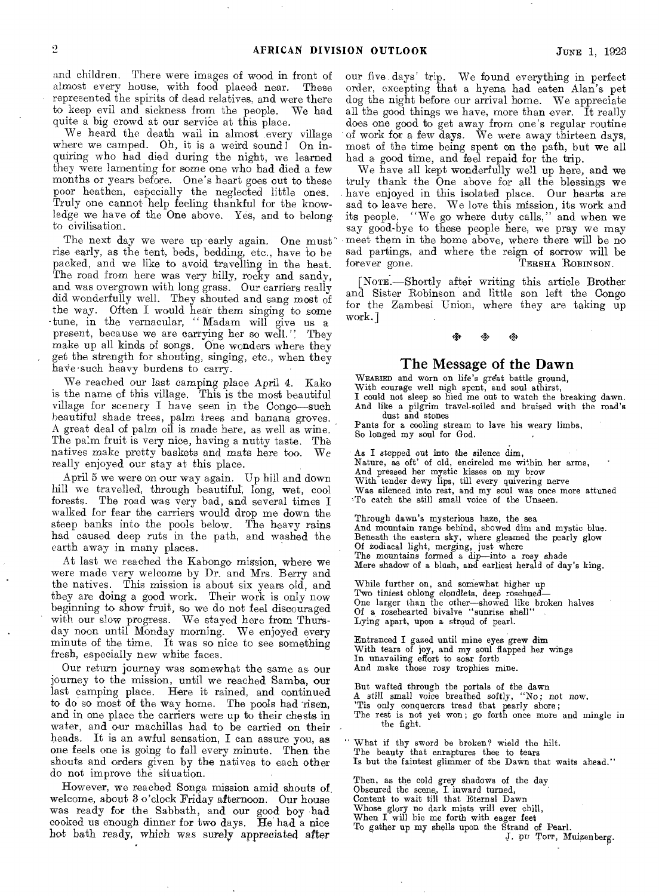and children. There were images of wood in front of almost every house, with food placed near. These represented the spirits of dead relatives, and were there to keep evil and sickness from the people. We had quite a big crowd at our service at this place.

We heard the death wail in almost every village where we camped. Oh, it is a weird sound! On inquiring who had died during the night, we learned they were lamenting for some one who had died a few months or years before. One's heart goes out to these poor heathen, especially the neglected little ones. Truly one cannot help feeling thankful for the knowledge we have of the One above. Yes, and to belong to civilisation.

The next day we were up early again. One must rise early, as the tent, beds, bedding, etc., have to be packed, and we like to avoid travelling in the heat. The road from here was very hilly, rocky and sandy, and was overgrown with long grass. Our carriers really did wonderfully well. They shouted and sang most of the way. Often I would hear them singing to some tune, in the vernacular, "Madam will give us a present, because we are carrying her so well." They make up all kinds of songs. One wonders where they get the strength for shouting, singing, etc., when they have such heavy burdens to carry.

We reached our last camping place April 4. Kako is the name of this village. This is the most beautiful village for scenery I have seen in the Congo—such beautiful shade trees, palm trees and banana groves. A great deal of palm oil is made here, as well as wine. The palm fruit is very nice, having a nutty taste. The natives make pretty baskets and mats here too. We really enjoyed our stay at this place.

April 5 we were on our way again. Up hill and down hill we travelled, through beautiful, long, wet, cool forests. The road was very bad, and several times I walked for fear the carriers would drop me down the steep banks into the pools below. The heavy rains had caused deep ruts in the path, and washed the earth away in many places.

At last we reached the Kabongo mission, where we were made very welcome by Dr. and Mrs. Berry and the natives. This mission is about six years old, and they are doing a good work. Their work is only now beginning to show fruit, so we do not feel discouraged with our slow progress. We stayed here from Thursday noon until Monday morning. We enjoyed every minute of the time. It was so nice to see something fresh, especially new white faces.

Our return journey was somewhat the same as our journey to the mission, until we reached Samba, our last camping place. Here it rained, and continued to do so most of the way home. The pools had risen, and in one place the carriers were up to their chests in water, and our machillas had to be carried on their heads. It is an awful sensation, I can assure you, as one feels one is going to fall every minute. Then the shouts and orders given by the natives to each other do not improve the situation.

However, we reached Songa mission amid shouts of welcome, about 3 o'clock Friday afternoon. Our house was ready for the Sabbath, and our good boy had cooked us enough dinner for two days. He had a nice hot bath ready, which was surely appreciated after our five days' trip. We found everything in perfect order, excepting that a hyena had eaten Alan's pet dog the night before our arrival home. We appreciate all the good things we have, more than ever. It really does one good to get away from one's regular routine of work for a few days. We were away thirteen days, most of the time being spent on the path, but we all had a good time, and feel repaid for the trip.

We have all kept wonderfully well up here, and we truly thank the One above for all the blessings we have enjoyed in this isolated place. Our hearts are sad to leave here. We love this mission, its work and its people. "We go where duty calls," and when we say good-bye to these people here, we pray we may meet them in the home above, where there will be no sad partings, and where the reign of sorrow will be forever gone.

TERSHA ROBINSON.

[NOTE.—Shortly after writing this article Brother and Sister Robinson and little son left the Congo for the Zambesi Union, where they are taking up work.]

## The Message of the Dawn

WEARIED and worn on life's great battle ground,
With courage well nigh spent, and soul athirst,
I could not sleep so hied me out to watch the breaking dawn.
And like a pilgrim travel-soiled and bruised with the road's dust and stones
Pants for a cooling stream to lave his weary limbs,
So longed my soul for God.

As I stepped out into the silence dim,
Nature, as oft' of old, encircled me within her arms,
And pressed her mystic kisses on my brow
With tender dewy lips, till every quivering nerve
Was silenced into rest, and my soul was once more attuned
To catch the still small voice of the Unseen.

Through dawn's mysterious haze, the sea
And mountain range behind, showed dim and mystic blue.
Beneath the eastern sky, where gleamed the pearly glow
Of zodiacal light, merging, just where
The mountains formed a dip—into a rosy shade
Mere shadow of a blush, and earliest herald of day's king.

While further on, and somewhat higher up
Two tiniest oblong cloudlets, deep rosehued—
One larger than the other—showed like broken halves
Of a rosehearted bivalve "sunrise shell"
Lying apart, upon a stroud of pearl.

Entranced I gazed until mine eyes grew dim
With tears of joy, and my soul flapped her wings
In unavailing effort to soar forth
And make those rosy trophies mine.

But wafted through the portals of the dawn
A still small voice breathed softly, "No; not now.
'Tis only conquerors tread that pearly shore;
The rest is not yet won; go forth once more and mingle in the fight.

"What if thy sword be broken? wield the hilt.
The beauty that enraptures thee to tears
Is but the faintest glimmer of the Dawn that waits ahead."

Then, as the cold grey shadows of the day
Obscured the scene, I inward turned,
Content to wait till that Eternal Dawn
Whose glory no dark mists will ever chill,
When I will hie me forth with eager feet
To gather up my shells upon the Strand of Pearl.

J. DU TOIT, Muizenberg.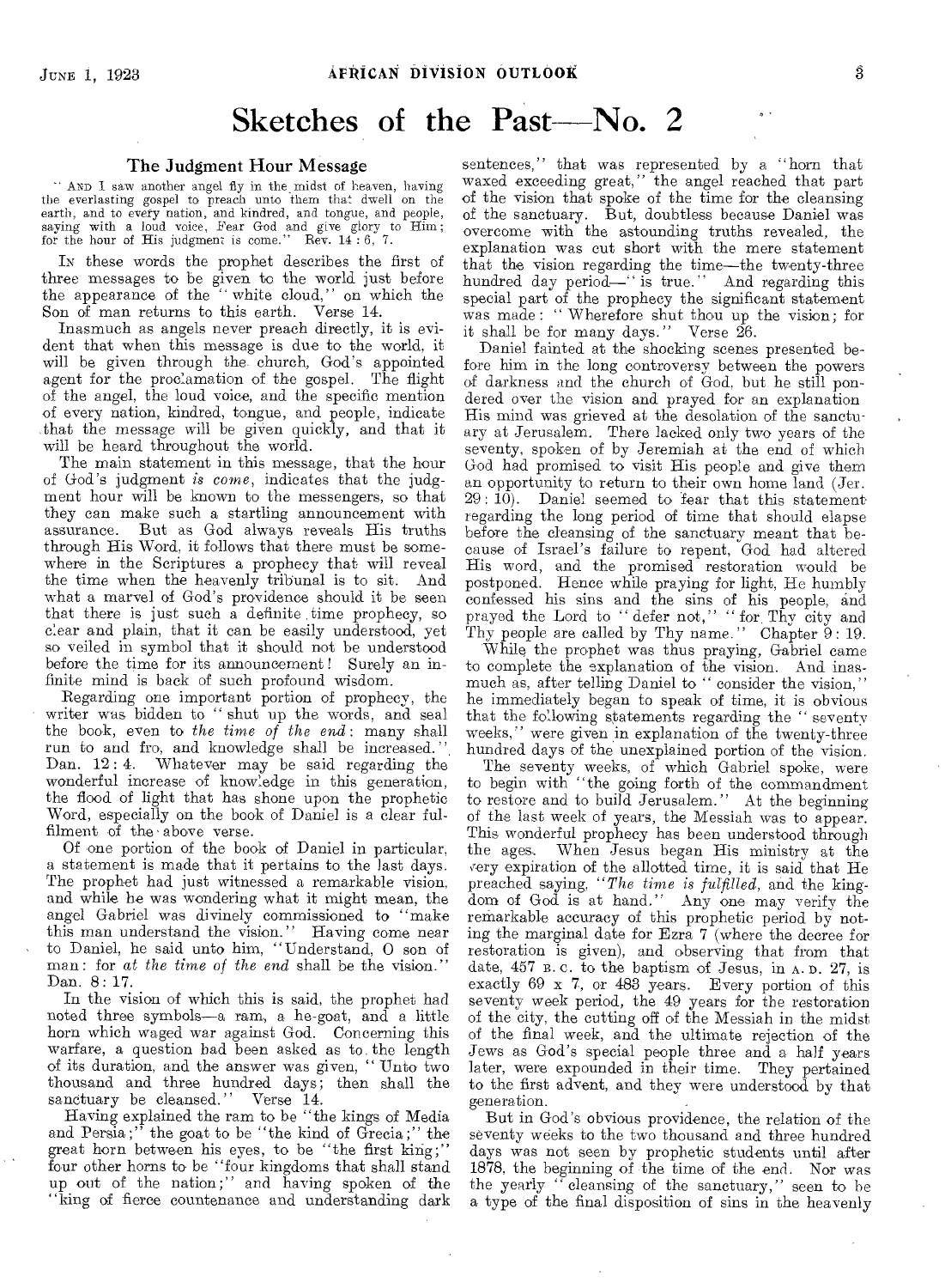# Sketches of the Past—No. 2

## The Judgment Hour Message

"AND I saw another angel fly in the midst of heaven, having the everlasting gospel to preach unto them that dwell on the earth, and to every nation, and kindred, and tongue, and people, saying with a loud voice, Fear God and give glory to Him; for the hour of His judgment is come." Rev. 14 : 6, 7.

IN these words the prophet describes the first of three messages to be given to the world just before the appearance of the "white cloud," on which the Son of man returns to this earth. Verse 14.

Inasmuch as angels never preach directly, it is evident that when this message is due to the world, it will be given through the church, God's appointed agent for the proclamation of the gospel. The flight of the angel, the loud voice, and the specific mention of every nation, kindred, tongue, and people, indicate that the message will be given quickly, and that it will be heard throughout the world.

The main statement in this message, that the hour of God's judgment *is come*, indicates that the judgment hour will be known to the messengers, so that they can make such a startling announcement with assurance. But as God always reveals His truths through His Word, it follows that there must be somewhere in the Scriptures a prophecy that will reveal the time when the heavenly tribunal is to sit. And what a marvel of God's providence should it be seen that there is just such a definite time prophecy, so clear and plain, that it can be easily understood, yet so veiled in symbol that it should not be understood before the time for its announcement! Surely an infinite mind is back of such profound wisdom.

Regarding one important portion of prophecy, the writer was bidden to "shut up the words, and seal the book, even to *the time of the end*: many shall run to and fro, and knowledge shall be increased." Dan. 12 : 4. Whatever may be said regarding the wonderful increase of knowledge in this generation, the flood of light that has shone upon the prophetic Word, especially on the book of Daniel is a clear fulfilment of the above verse.

Of one portion of the book of Daniel in particular, a statement is made that it pertains to the last days. The prophet had just witnessed a remarkable vision, and while he was wondering what it might mean, the angel Gabriel was divinely commissioned to "make this man understand the vision." Having come near to Daniel, he said unto him, "Understand, O son of man: for *at the time of the end* shall be the vision." Dan. 8 : 17.

In the vision of which this is said, the prophet had noted three symbols—a ram, a he-goat, and a little horn which waged war against God. Concerning this warfare, a question had been asked as to the length of its duration, and the answer was given, "Unto two thousand and three hundred days; then shall the sanctuary be cleansed." Verse 14.

Having explained the ram to be "the kings of Media and Persia;" the goat to be "the kind of Grecia;" the great horn between his eyes, to be "the first king;" four other horns to be "four kingdoms that shall stand up out of the nation;" and having spoken of the "king of fierce countenance and understanding dark sentences," that was represented by a "horn that waxed exceeding great," the angel reached that part of the vision that spoke of the time for the cleansing of the sanctuary. But, doubtless because Daniel was overcome with the astounding truths revealed, the explanation was cut short with the mere statement that the vision regarding the time—the twenty-three hundred day period—"is true." And regarding this special part of the prophecy the significant statement was made: "Wherefore shut thou up the vision; for it shall be for many days." Verse 26.

Daniel fainted at the shocking scenes presented before him in the long controversy between the powers of darkness and the church of God, but he still pondered over the vision and prayed for an explanation His mind was grieved at the desolation of the sanctuary at Jerusalem. There lacked only two years of the seventy, spoken of by Jeremiah at the end of which God had promised to visit His people and give them an opportunity to return to their own home land (Jer. 29 : 10). Daniel seemed to fear that this statement regarding the long period of time that should elapse before the cleansing of the sanctuary meant that because of Israel's failure to repent, God had altered His word, and the promised restoration would be postponed. Hence while praying for light, He humbly confessed his sins and the sins of his people, and prayed the Lord to "defer not," "for Thy city and Thy people are called by Thy name." Chapter 9 : 19.

While the prophet was thus praying, Gabriel came to complete the explanation of the vision. And inasmuch as, after telling Daniel to "consider the vision," he immediately began to speak of time, it is obvious that the following statements regarding the "seventy weeks," were given in explanation of the twenty-three hundred days of the unexplained portion of the vision.

The seventy weeks, of which Gabriel spoke, were to begin with "the going forth of the commandment to restore and to build Jerusalem." At the beginning of the last week of years, the Messiah was to appear. This wonderful prophecy has been understood through the ages. When Jesus began His ministry at the very expiration of the allotted time, it is said that He preached saying, "*The time is fulfilled*, and the kingdom of God is at hand." Any one may verify the remarkable accuracy of this prophetic period by noting the marginal date for Ezra 7 (where the decree for restoration is given), and observing that from that date, 457 B. C. to the baptism of Jesus, in A. D. 27, is exactly 69 x 7, or 483 years. Every portion of this seventy week period, the 49 years for the restoration of the city, the cutting off of the Messiah in the midst of the final week, and the ultimate rejection of the Jews as God's special people three and a half years later, were expounded in their time. They pertained to the first advent, and they were understood by that generation.

But in God's obvious providence, the relation of the seventy weeks to the two thousand and three hundred days was not seen by prophetic students until after 1878, the beginning of the time of the end. Nor was the yearly "cleansing of the sanctuary," seen to be a type of the final disposition of sins in the heavenly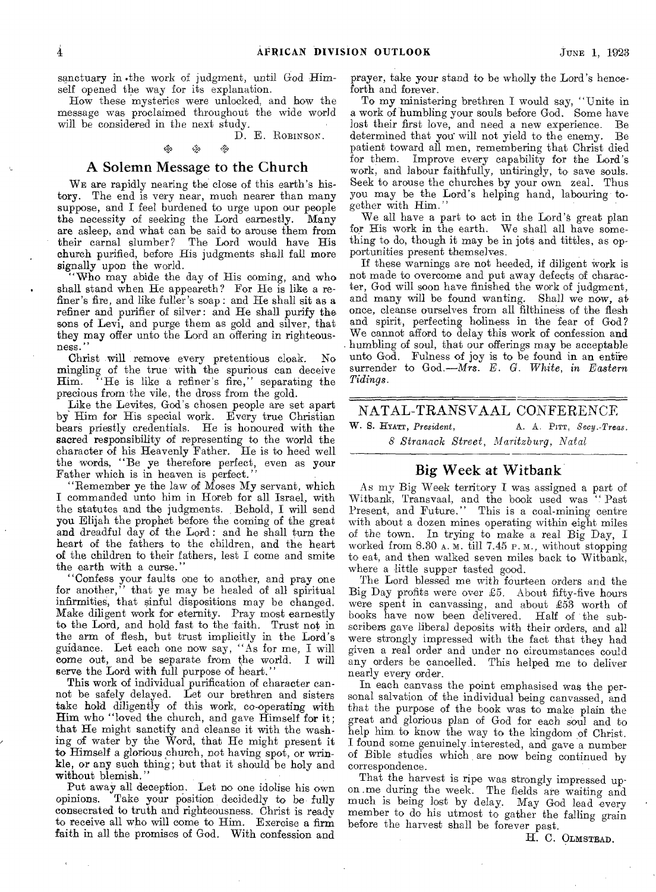sanctuary in the work of judgment, until God Himself opened the way for its explanation.

How these mysteries were unlocked, and how the message was proclaimed throughout the wide world will be considered in the next study.

D. E. ROBINSON.

## A Solemn Message to the Church

WE are rapidly nearing the close of this earth's history. The end is very near, much nearer than many suppose, and I feel burdened to urge upon our people the necessity of seeking the Lord earnestly. Many are asleep, and what can be said to arouse them from their carnal slumber? The Lord would have His church purified, before His judgments shall fall more signally upon the world.

"Who may abide the day of His coming, and who shall stand when He appeareth? For He is like a refiner's fire, and like fuller's soap: and He shall sit as a refiner and purifier of silver: and He shall purify the sons of Levi, and purge them as gold and silver, that they may offer unto the Lord an offering in righteousness."

Christ will remove every pretentious cloak. No mingling of the true with the spurious can deceive Him. "He is like a refiner's fire," separating the precious from the vile, the dross from the gold.

Like the Levites, God's chosen people are set apart by Him for His special work. Every true Christian bears priestly credentials. He is honoured with the sacred responsibility of representing to the world the character of his Heavenly Father. He is to heed well the words, "Be ye therefore perfect, even as your Father which is in heaven is perfect."

"Remember ye the law of Moses My servant, which I commanded unto him in Horeb for all Israel, with the statutes and the judgments. Behold, I will send you Elijah the prophet before the coming of the great and dreadful day of the Lord: and he shall turn the heart of the fathers to the children, and the heart of the children to their fathers, lest I come and smite the earth with a curse."

"Confess your faults one to another, and pray one for another," that ye may be healed of all spiritual infirmities, that sinful dispositions may be changed. Make diligent work for eternity. Pray most earnestly to the Lord, and hold fast to the faith. Trust not in the arm of flesh, but trust implicitly in the Lord's guidance. Let each one now say, "As for me, I will come out, and be separate from the world. I will serve the Lord with full purpose of heart."

This work of individual purification of character cannot be safely delayed. Let our brethren and sisters take hold diligently of this work, co-operating with Him who "loved the church, and gave Himself for it; that He might sanctify and cleanse it with the washing of water by the Word, that He might present it to Himself a glorious church, not having spot, or wrinkle, or any such thing; but that it should be holy and without blemish."

Put away all deception. Let no one idolise his own opinions. Take your position decidedly to be fully consecrated to truth and righteousness. Christ is ready to receive all who will come to Him. Exercise a firm faith in all the promises of God. With confession and prayer, take your stand to be wholly the Lord's henceforth and forever.

To my ministering brethren I would say, "Unite in a work of humbling your souls before God. Some have lost their first love, and need a new experience. Be determined that you will not yield to the enemy. Be patient toward all men, remembering that Christ died for them. Improve every capability for the Lord's work, and labour faithfully, untiringly, to save souls. Seek to arouse the churches by your own zeal. Thus you may be the Lord's helping hand, labouring together with Him."

We all have a part to act in the Lord's great plan for His work in the earth. We shall all have something to do, though it may be in jots and tittles, as opportunities present themselves.

If these warnings are not heeded, if diligent work is not made to overcome and put away defects of character, God will soon have finished the work of judgment, and many will be found wanting. Shall we now, at once, cleanse ourselves from all filthiness of the flesh and spirit, perfecting holiness in the fear of God? We cannot afford to delay this work of confession and humbling of soul, that our offerings may be acceptable unto God. Fulness of joy is to be found in an entire surrender to God.—*Mrs. E. G. White, in Eastern Tidings.*

# NATAL-TRANSVAAL CONFERENCE

W. S. HYATT, *President*, A. A. PITT, *Secy.-Treas.*

*8 Stranack Street, Maritzburg, Natal*

## Big Week at Witbank

As my Big Week territory I was assigned a part of Witbank, Transvaal, and the book used was "Past Present, and Future." This is a coal-mining centre with about a dozen mines operating within eight miles of the town. In trying to make a real Big Day, I worked from 8.30 A. M. till 7.45 P. M., without stopping to eat, and then walked seven miles back to Witbank, where a little supper tasted good.

The Lord blessed me with fourteen orders and the Big Day profits were over £5. About fifty-five hours were spent in canvassing, and about £53 worth of books have now been delivered. Half of the subscribers gave liberal deposits with their orders, and all were strongly impressed with the fact that they had given a real order and under no circumstances could any orders be cancelled. This helped me to deliver nearly every order.

In each canvass the point emphasised was the personal salvation of the individual being canvassed, and that the purpose of the book was to make plain the great and glorious plan of God for each soul and to help him to know the way to the kingdom of Christ. I found some genuinely interested, and gave a number of Bible studies which are now being continued by correspondence.

That the harvest is ripe was strongly impressed upon me during the week. The fields are waiting and much is being lost by delay. May God lead every member to do his utmost to gather the falling grain before the harvest shall be forever past.

H. C. OLMSTEAD.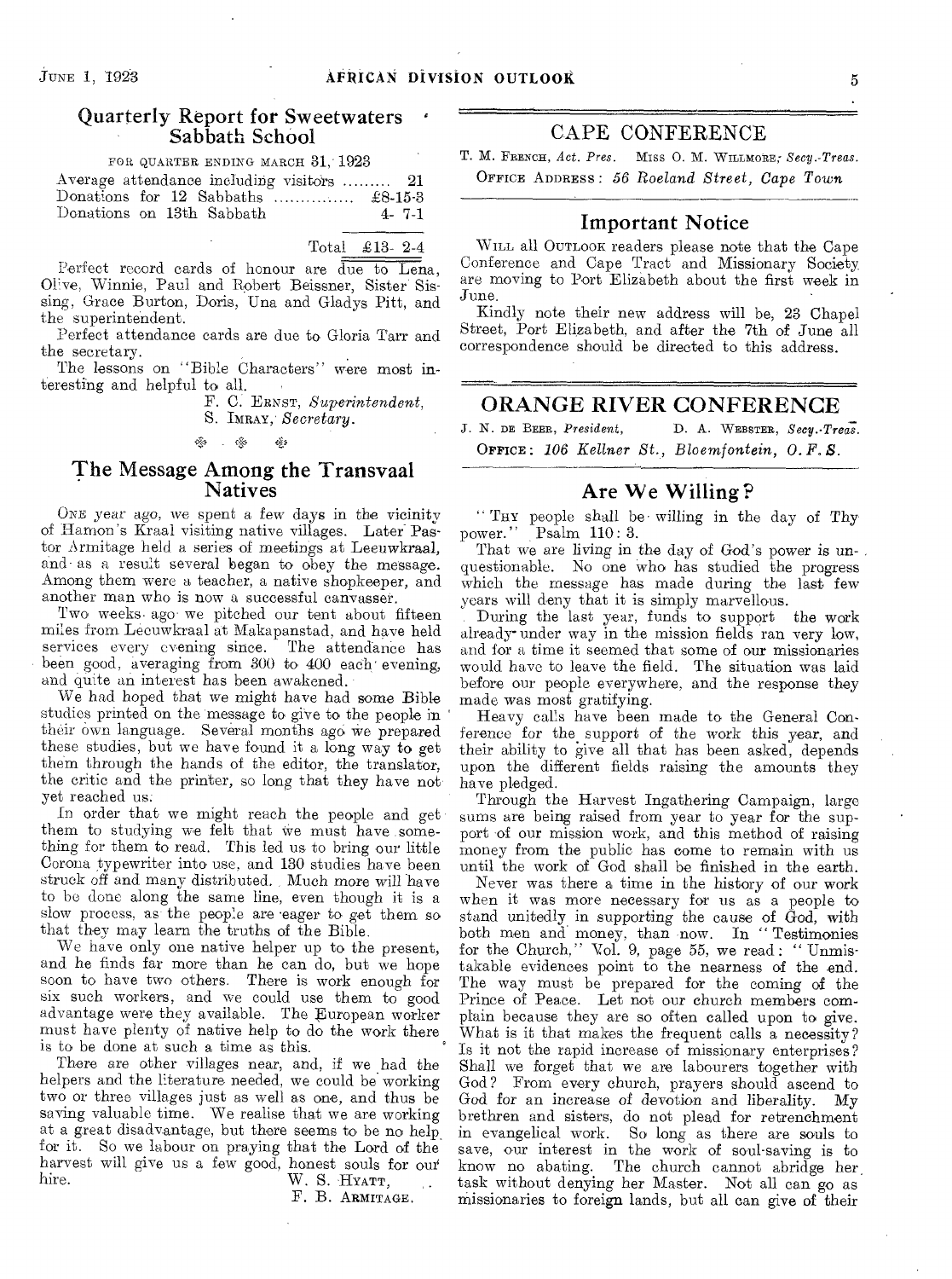## Quarterly Report for Sweetwaters Sabbath School

FOR QUARTER ENDING MARCH 31, 1923

| | |
|---|---|
| Average attendance including visitors ......... | 21 |
| Donations for 12 Sabbaths ............... | £8-15-3 |
| Donations on 13th Sabbath | 4- 7-1 |
| Total | £13- 2-4 |

Perfect record cards of honour are due to Lena, Olive, Winnie, Paul and Robert Beissner, Sister Sissing, Grace Burton, Doris, Una and Gladys Pitt, and the superintendent.

Perfect attendance cards are due to Gloria Tarr and the secretary.

The lessons on "Bible Characters" were most interesting and helpful to all.

F. C. ERNST, *Superintendent*,
S. IMRAY, *Secretary*.

## The Message Among the Transvaal Natives

ONE year ago, we spent a few days in the vicinity of Hamon's Kraal visiting native villages. Later Pastor Armitage held a series of meetings at Leeuwkraal, and as a result several began to obey the message. Among them were a teacher, a native shopkeeper, and another man who is now a successful canvasser.

Two weeks ago we pitched our tent about fifteen miles from Leeuwkraal at Makapanstad, and have held services every evening since. The attendance has been good, averaging from 300 to 400 each evening, and quite an interest has been awakened.

We had hoped that we might have had some Bible studies printed on the message to give to the people in their own language. Several months ago we prepared these studies, but we have found it a long way to get them through the hands of the editor, the translator, the critic and the printer, so long that they have not yet reached us.

In order that we might reach the people and get them to studying we felt that we must have something for them to read. This led us to bring our little Corona typewriter into use, and 130 studies have been struck off and many distributed. Much more will have to be done along the same line, even though it is a slow process, as the people are eager to get them so that they may learn the truths of the Bible.

We have only one native helper up to the present, and he finds far more than he can do, but we hope soon to have two others. There is work enough for six such workers, and we could use them to good advantage were they available. The European worker must have plenty of native help to do the work there is to be done at such a time as this.

There are other villages near, and, if we had the helpers and the literature needed, we could be working two or three villages just as well as one, and thus be saving valuable time. We realise that we are working at a great disadvantage, but there seems to be no help for it. So we labour on praying that the Lord of the harvest will give us a few good, honest souls for our hire.

W. S. HYATT,
F. B. ARMITAGE.

## CAPE CONFERENCE

T. M. FRENCH, *Act. Pres.* MISS O. M. WILLMORE, *Secy.-Treas.*

OFFICE ADDRESS: *56 Roeland Street, Cape Town*

### Important Notice

WILL all OUTLOOK readers please note that the Cape Conference and Cape Tract and Missionary Society are moving to Port Elizabeth about the first week in June.

Kindly note their new address will be, 23 Chapel Street, Port Elizabeth, and after the 7th of June all correspondence should be directed to this address.

## ORANGE RIVER CONFERENCE

J. N. DE BEER, *President*, D. A. WEBSTER, *Secy.-Treas.*

OFFICE: *106 Kellner St., Bloemfontein, O. F. S.*

### Are We Willing?

"THY people shall be willing in the day of Thy power." Psalm 110: 3.

That we are living in the day of God's power is unquestionable. No one who has studied the progress which the message has made during the last few years will deny that it is simply marvellous.

During the last year, funds to support the work already under way in the mission fields ran very low, and for a time it seemed that some of our missionaries would have to leave the field. The situation was laid before our people everywhere, and the response they made was most gratifying.

Heavy calls have been made to the General Conference for the support of the work this year, and their ability to give all that has been asked, depends upon the different fields raising the amounts they have pledged.

Through the Harvest Ingathering Campaign, large sums are being raised from year to year for the support of our mission work, and this method of raising money from the public has come to remain with us until the work of God shall be finished in the earth.

Never was there a time in the history of our work when it was more necessary for us as a people to stand unitedly in supporting the cause of God, with both men and money, than now. In "Testimonies for the Church," Vol. 9, page 55, we read: "Unmistakable evidences point to the nearness of the end. The way must be prepared for the coming of the Prince of Peace. Let not our church members complain because they are so often called upon to give. What is it that makes the frequent calls a necessity? Is it not the rapid increase of missionary enterprises? Shall we forget that we are labourers together with God? From every church, prayers should ascend to God for an increase of devotion and liberality. My brethren and sisters, do not plead for retrenchment in evangelical work. So long as there are souls to save, our interest in the work of soul-saving is to know no abating. The church cannot abridge her task without denying her Master. Not all can go as missionaries to foreign lands, but all can give of their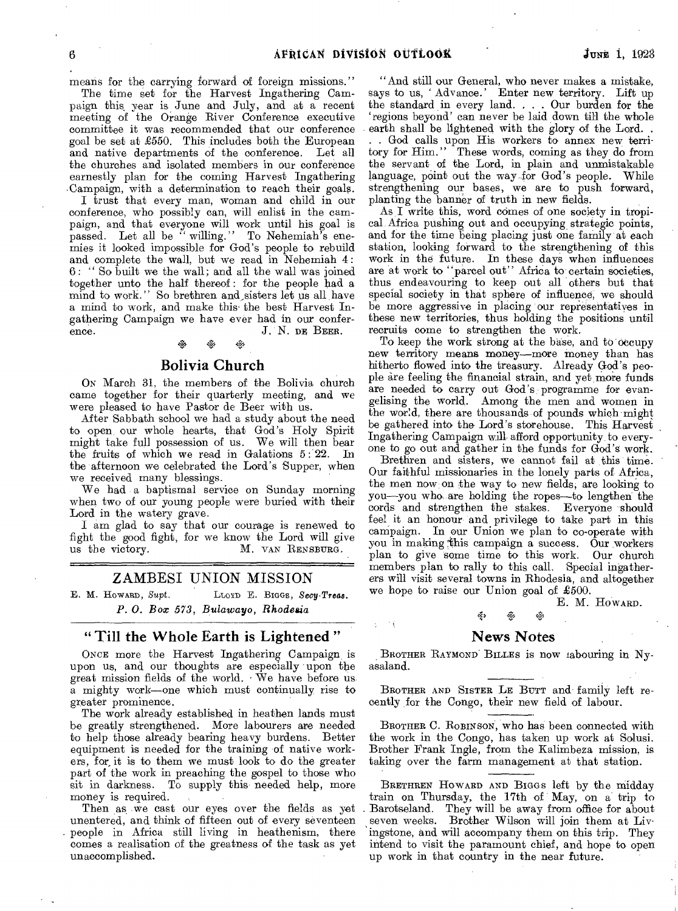means for the carrying forward of foreign missions."

The time set for the Harvest Ingathering Campaign this year is June and July, and at a recent meeting of the Orange River Conference executive committee it was recommended that our conference goal be set at £550. This includes both the European and native departments of the conference. Let all the churches and isolated members in our conference earnestly plan for the coming Harvest Ingathering Campaign, with a determination to reach their goals.

I trust that every man, woman and child in our conference, who possibly can, will enlist in the campaign, and that everyone will work until his goal is passed. Let all be "willing." To Nehemiah's enemies it looked impossible for God's people to rebuild and complete the wall, but we read in Nehemiah 4: 6: "So built we the wall; and all the wall was joined together unto the half thereof: for the people had a mind to work." So brethren and sisters let us all have a mind to work, and make this the best Harvest Ingathering Campaign we have ever had in our conference.

J. N. DE BEER.

## Bolivia Church

ON March 31, the members of the Bolivia church came together for their quarterly meeting, and we were pleased to have Pastor de Beer with us.

After Sabbath school we had a study about the need to open our whole hearts, that God's Holy Spirit might take full possession of us. We will then bear the fruits of which we read in Galatians 5: 22. In the afternoon we celebrated the Lord's Supper, when we received many blessings.

We had a baptismal service on Sunday morning when two of our young people were buried with their Lord in the watery grave.

I am glad to say that our courage is renewed to fight the good fight, for we know the Lord will give us the victory.

M. VAN RENSBURG.

# ZAMBESI UNION MISSION

E. M. HOWARD, *Supt.* LLOYD E. BIGGS, *Secy-Treas.*

*P. O. Box 573, Bulawayo, Rhodesia*

## "Till the Whole Earth is Lightened"

ONCE more the Harvest Ingathering Campaign is upon us, and our thoughts are especially upon the great mission fields of the world. We have before us a mighty work—one which must continually rise to greater prominence.

The work already established in heathen lands must be greatly strengthened. More labourers are needed to help those already bearing heavy burdens. Better equipment is needed for the training of native workers, for it is to them we must look to do the greater part of the work in preaching the gospel to those who sit in darkness. To supply this needed help, more money is required.

Then as we cast our eyes over the fields as yet unentered, and think of fifteen out of every seventeen people in Africa still living in heathenism, there comes a realisation of the greatness of the task as yet unaccomplished.

"And still our General, who never makes a mistake, says to us, 'Advance.' Enter new territory. Lift up the standard in every land. . . . Our burden for the 'regions beyond' can never be laid down till the whole earth shall be lightened with the glory of the Lord. . . . God calls upon His workers to annex new territory for Him." These words, coming as they do from the servant of the Lord, in plain and unmistakable language, point out the way for God's people. While strengthening our bases, we are to push forward, planting the banner of truth in new fields.

As I write this, word comes of one society in tropical Africa pushing out and occupying strategic points, and for the time being placing just one family at each station, looking forward to the strengthening of this work in the future. In these days when influences are at work to "parcel out" Africa to certain societies, thus endeavouring to keep out all others but that special society in that sphere of influence, we should be more aggressive in placing our representatives in these new territories, thus holding the positions until recruits come to strengthen the work.

To keep the work strong at the base, and to occupy new territory means money—more money than has hitherto flowed into the treasury. Already God's people are feeling the financial strain, and yet more funds are needed to carry out God's programme for evangelising the world. Among the men and women in the world, there are thousands of pounds which might be gathered into the Lord's storehouse. This Harvest Ingathering Campaign will afford opportunity to everyone to go out and gather in the funds for God's work.

Brethren and sisters, we cannot fail at this time. Our faithful missionaries in the lonely parts of Africa, the men now on the way to new fields, are looking to you—you who are holding the ropes—to lengthen the cords and strengthen the stakes. Everyone should feel it an honour and privilege to take part in this campaign. In our Union we plan to co-operate with you in making this campaign a success. Our workers plan to give some time to this work. Our church members plan to rally to this call. Special ingatherers will visit several towns in Rhodesia, and altogether we hope to raise our Union goal of £500.

E. M. HOWARD.

## News Notes

BROTHER RAYMOND BILLES is now labouring in Nyasaland.

BROTHER AND SISTER LE BUTT and family left recently for the Congo, their new field of labour.

BROTHER C. ROBINSON, who has been connected with the work in the Congo, has taken up work at Solusi. Brother Frank Ingle, from the Kalimbeza mission, is taking over the farm management at that station.

BRETHREN HOWARD AND BIGGS left by the midday train on Thursday, the 17th of May, on a trip to Barotseland. They will be away from office for about seven weeks. Brother Wilson will join them at Livingstone, and will accompany them on this trip. They intend to visit the paramount chief, and hope to open up work in that country in the near future.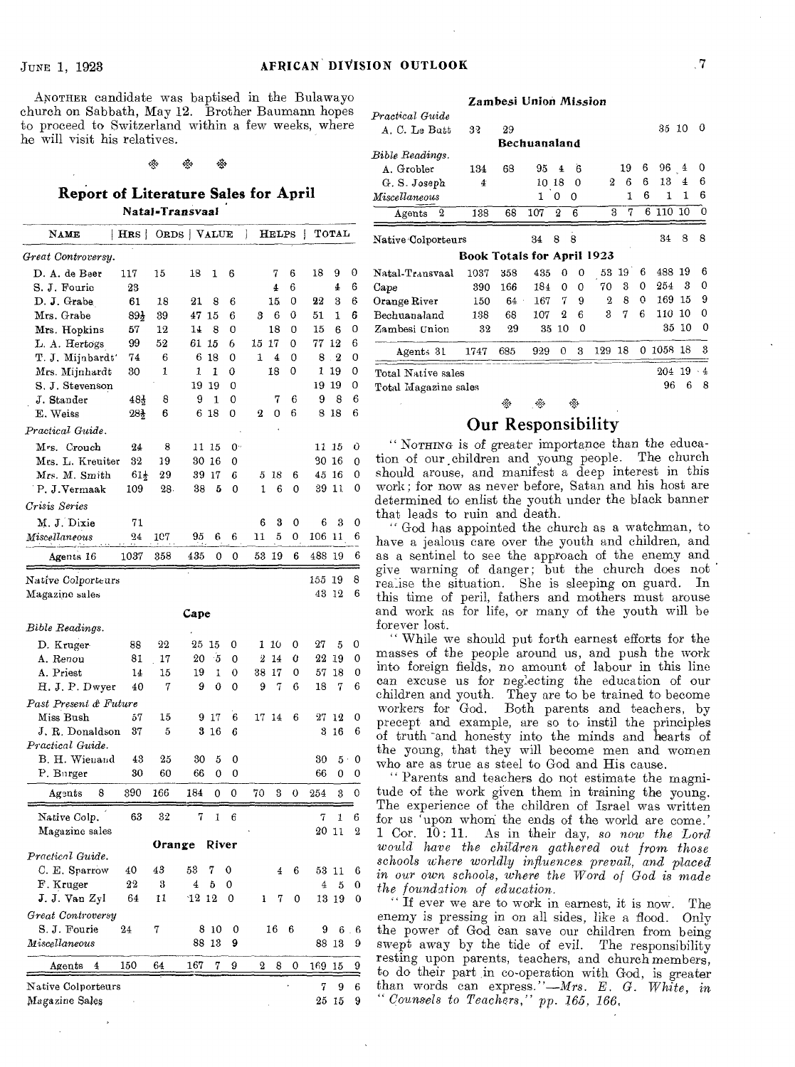Another candidate was baptised in the Bulawayo church on Sabbath, May 12. Brother Baumann hopes to proceed to Switzerland within a few weeks, where he will visit his relatives.

## Report of Literature Sales for April

### Natal-Transvaal

| NAME | HRS | ORDS | VALUE | | | HELPS | | | TOTAL | | |
|---|---|---|---|---|---|---|---|---|---|---|---|
| *Great Controversy.* | | | | | | | | | | | |
| D. A. de Beer | 117 | 15 | 18 | 1 | 6 | | 7 | 6 | 18 | 9 | 0 |
| S. J. Fourie | 23 | | | | | | 4 | 6 | | 4 | 6 |
| D. J. Grabe | 61 | 18 | 21 | 8 | 6 | | 15 | 0 | 22 | 3 | 6 |
| Mrs. Grabe | 89½ | 39 | 47 | 15 | 6 | 3 | 6 | 0 | 51 | 1 | 6 |
| Mrs. Hopkins | 57 | 12 | 14 | 8 | 0 | | 18 | 0 | 15 | 6 | 0 |
| L. A. Hertogs | 99 | 52 | 61 | 15 | 6 | 15 | 17 | 0 | 77 | 12 | 6 |
| T. J. Mijnhardt | 74 | 6 | 6 | 18 | 0 | 1 | 4 | 0 | 8 | 2 | 0 |
| Mrs. Mijnhardt | 30 | 1 | 1 | 1 | 0 | | 18 | 0 | 1 | 19 | 0 |
| S. J. Stevenson | | | 19 | 19 | 0 | | | | 19 | 19 | 0 |
| J. Stander | 48½ | 8 | 9 | 1 | 0 | | 7 | 6 | 9 | 8 | 6 |
| E. Weiss | 28½ | 6 | 6 | 18 | 0 | 2 | 0 | 6 | 8 | 18 | 6 |
| *Practical Guide.* | | | | | | | | | | | |
| Mrs. Crouch | 24 | 8 | 11 | 15 | 0 | | | | 11 | 15 | 0 |
| Mrs. L. Kreuiter | 32 | 19 | 30 | 16 | 0 | | | | 30 | 16 | 0 |
| Mrs. M. Smith | 61½ | 29 | 39 | 17 | 6 | 5 | 18 | 6 | 45 | 16 | 0 |
| P. J. Vermaak | 109 | 28 | 38 | 5 | 0 | 1 | 6 | 0 | 39 | 11 | 0 |
| *Crisis Series* | | | | | | | | | | | |
| M. J. Dixie | 71 | | | | | 6 | 3 | 0 | 6 | 3 | 0 |
| *Miscellaneous* | 24 | 107 | 95 | 6 | 6 | 11 | 5 | 0 | 106 | 11 | 6 |
| Agents 16 | 1037 | 358 | 435 | 0 | 0 | 53 | 19 | 6 | 488 | 19 | 6 |
| Native Colporteurs | | | | | | | | | 155 | 19 | 8 |
| Magazine sales | | | | | | | | | 43 | 12 | 6 |

### Cape

| NAME | HRS | ORDS | VALUE | | | HELPS | | | TOTAL | | |
|---|---|---|---|---|---|---|---|---|---|---|---|
| *Bible Readings.* | | | | | | | | | | | |
| D. Kruger | 88 | 22 | 25 | 15 | 0 | 1 | 10 | 0 | 27 | 5 | 0 |
| A. Renou | 81 | 17 | 20 | 5 | 0 | 2 | 14 | 0 | 22 | 19 | 0 |
| A. Priest | 14 | 15 | 19 | 1 | 0 | 38 | 17 | 0 | 57 | 18 | 0 |
| H. J. P. Dwyer | 40 | 7 | 9 | 0 | 0 | 9 | 7 | 6 | 18 | 7 | 6 |
| *Past Present & Future* | | | | | | | | | | | |
| Miss Bush | 57 | 15 | 9 | 17 | 6 | 17 | 14 | 6 | 27 | 12 | 0 |
| J. R. Donaldson | 37 | 5 | 3 | 16 | 6 | | | | 3 | 16 | 6 |
| *Practical Guide.* | | | | | | | | | | | |
| B. H. Wieland | 43 | 25 | 30 | 5 | 0 | | | | 30 | 5 | 0 |
| P. Burger | 30 | 60 | 66 | 0 | 0 | | | | 66 | 0 | 0 |
| Agents 8 | 390 | 166 | 184 | 0 | 0 | 70 | 3 | 0 | 254 | 3 | 0 |
| Native Colp. | 63 | 32 | 7 | 1 | 6 | | | | 7 | 1 | 6 |
| Magazine sales | | | | | | | | | 20 | 11 | 2 |

### Orange River

| NAME | HRS | ORDS | VALUE | | | HELPS | | | TOTAL | | |
|---|---|---|---|---|---|---|---|---|---|---|---|
| *Practical Guide.* | | | | | | | | | | | |
| C. E. Sparrow | 40 | 43 | 53 | 7 | 0 | | 4 | 6 | 53 | 11 | 6 |
| F. Kruger | 22 | 3 | 4 | 5 | 0 | | | | 4 | 5 | 0 |
| J. J. Van Zyl | 64 | 11 | 12 | 12 | 0 | 1 | 7 | 0 | 13 | 19 | 0 |
| *Great Controversy* | | | | | | | | | | | |
| S. J. Fourie | 24 | 7 | 8 | 10 | 0 | | 16 | 6 | 9 | 6 | 6 |
| *Miscellaneous* | | | 88 | 13 | 9 | | | | 88 | 13 | 9 |
| Agents 4 | 150 | 64 | 167 | 7 | 9 | 2 | 8 | 0 | 169 | 15 | 9 |
| Native Colporteurs | | | | | | | | | 7 | 9 | 6 |
| Magazine Sales | | | | | | | | | 25 | 15 | 9 |

### Zambesi Union Mission

| NAME | HRS | ORDS | VALUE | | | HELPS | | | TOTAL | | |
|---|---|---|---|---|---|---|---|---|---|---|---|
| *Practical Guide* | | | | | | | | | | | |
| A. C. Le Butt | 32 | 29 | | | | | | | 35 | 10 | 0 |

### Bechuanaland

| NAME | HRS | ORDS | VALUE | | | HELPS | | | TOTAL | | |
|---|---|---|---|---|---|---|---|---|---|---|---|
| *Bible Readings.* | | | | | | | | | | | |
| A. Grobler | 134 | 68 | 95 | 4 | 6 | | 19 | 6 | 96 | 4 | 0 |
| G. S. Joseph | 4 | | 10 | 18 | 0 | 2 | 6 | 6 | 13 | 4 | 6 |
| *Miscellaneous* | | | 1 | 0 | 0 | | 1 | 6 | 1 | 1 | 6 |
| Agents 2 | 138 | 68 | 107 | 2 | 6 | 3 | 7 | 6 | 110 | 10 | 0 |
| Native Colporteurs | | | 34 | 8 | 8 | | | | 34 | 8 | 8 |

### Book Totals for April 1923

| | HRS | ORDS | VALUE | | | HELPS | | | TOTAL | | |
|---|---|---|---|---|---|---|---|---|---|---|---|
| Natal-Transvaal | 1037 | 358 | 435 | 0 | 0 | 53 | 19 | 6 | 488 | 19 | 6 |
| Cape | 390 | 166 | 184 | 0 | 0 | 70 | 3 | 0 | 254 | 3 | 0 |
| Orange River | 150 | 64 | 167 | 7 | 9 | 2 | 8 | 0 | 169 | 15 | 9 |
| Bechuanaland | 138 | 68 | 107 | 2 | 6 | 3 | 7 | 6 | 110 | 10 | 0 |
| Zambesi Union | 32 | 29 | 35 | 10 | 0 | | | | 35 | 10 | 0 |
| Agents 31 | 1747 | 685 | 929 | 0 | 3 | 129 | 18 | 0 | 1058 | 18 | 3 |
| Total Native sales | | | | | | | | | 204 | 19 | 4 |
| Total Magazine sales | | | | | | | | | 96 | 6 | 8 |

## Our Responsibility

"Nothing is of greater importance than the education of our children and young people. The church should arouse, and manifest a deep interest in this work; for now as never before, Satan and his host are determined to enlist the youth under the black banner that leads to ruin and death.

"God has appointed the church as a watchman, to have a jealous care over the youth and children, and as a sentinel to see the approach of the enemy and give warning of danger; but the church does not realise the situation. She is sleeping on guard. In this time of peril, fathers and mothers must arouse and work as for life, or many of the youth will be forever lost.

"While we should put forth earnest efforts for the masses of the people around us, and push the work into foreign fields, no amount of labour in this line can excuse us for neglecting the education of our children and youth. They are to be trained to become workers for God. Both parents and teachers, by precept and example, are so to instil the principles of truth and honesty into the minds and hearts of the young, that they will become men and women who are as true as steel to God and His cause.

"Parents and teachers do not estimate the magnitude of the work given them in training the young. The experience of the children of Israel was written for us 'upon whom the ends of the world are come.' 1 Cor. 10:11. As in their day, *so now the Lord would have the children gathered out from those schools where worldly influences prevail, and placed in our own schools, where the Word of God is made the foundation of education.*

"If ever we are to work in earnest, it is now. The enemy is pressing in on all sides, like a flood. Only the power of God can save our children from being swept away by the tide of evil. The responsibility resting upon parents, teachers, and church members, to do their part in co-operation with God, is greater than words can express."—*Mrs. E. G. White, in "Counsels to Teachers," pp. 165, 166.*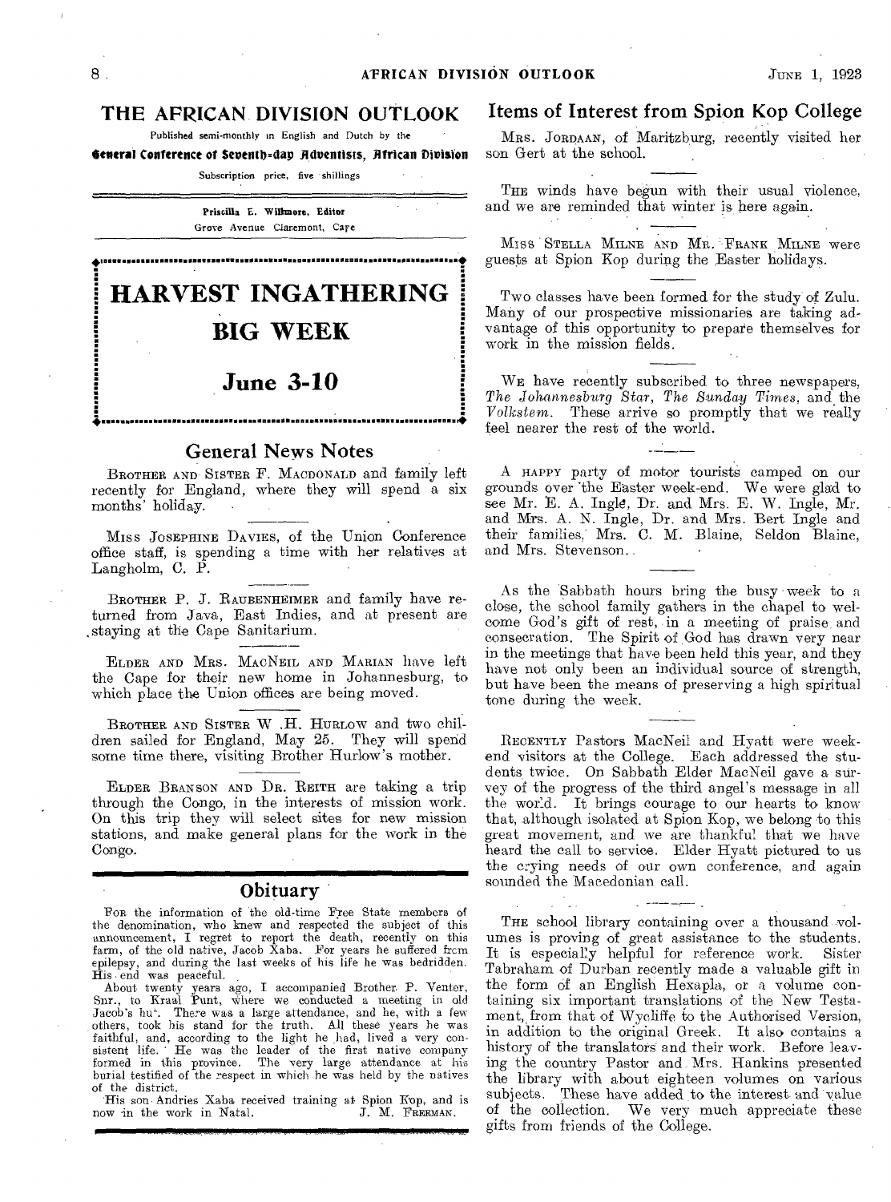# THE AFRICAN DIVISION OUTLOOK

Published semi-monthly in English and Dutch by the

**General Conference of Seventh-day Adventists, African Division**

Subscription price, five shillings

**Priscilla E. Willmore, Editor**
Grove Avenue Claremont, Cape

# HARVEST INGATHERING

# BIG WEEK

# June 3-10

## General News Notes

BROTHER AND SISTER F. MACDONALD and family left recently for England, where they will spend a six months' holiday.

MISS JOSEPHINE DAVIES, of the Union Conference office staff, is spending a time with her relatives at Langholm, C. P.

BROTHER P. J. RAUBENHEIMER and family have returned from Java, East Indies, and at present are staying at the Cape Sanitarium.

ELDER AND MRS. MACNEIL AND MARIAN have left the Cape for their new home in Johannesburg, to which place the Union offices are being moved.

BROTHER AND SISTER W .H. HURLOW and two children sailed for England, May 25. They will spend some time there, visiting Brother Hurlow's mother.

ELDER BRANSON AND DR. REITH are taking a trip through the Congo, in the interests of mission work. On this trip they will select sites for new mission stations, and make general plans for the work in the Congo.

## Obituary

FOR the information of the old-time Free State members of the denomination, who knew and respected the subject of this announcement, I regret to report the death, recently on this farm, of the old native, Jacob Xaba. For years he suffered from epilepsy, and during the last weeks of his life he was bedridden. His end was peaceful.

About twenty years ago, I accompanied Brother P. Venter, Snr., to Kraal Punt, where we conducted a meeting in old Jacob's hut. There was a large attendance, and he, with a few others, took his stand for the truth. All these years he was faithful, and, according to the light he had, lived a very consistent life. He was the leader of the first native company formed in this province. The very large attendance at his burial testified of the respect in which he was held by the natives of the district.

His son Andries Xaba received training at Spion Kop, and is now in the work in Natal. J. M. FREEMAN.

## Items of Interest from Spion Kop College

MRS. JORDAAN, of Maritzburg, recently visited her son Gert at the school.

THE winds have begun with their usual violence, and we are reminded that winter is here again.

MISS STELLA MILNE AND MR. FRANK MILNE were guests at Spion Kop during the Easter holidays.

Two classes have been formed for the study of Zulu. Many of our prospective missionaries are taking advantage of this opportunity to prepare themselves for work in the mission fields.

WE have recently subscribed to three newspapers, *The Johannesburg Star*, *The Sunday Times*, and the *Volkstem*. These arrive so promptly that we really feel nearer the rest of the world.

A HAPPY party of motor tourists camped on our grounds over the Easter week-end. We were glad to see Mr. E. A. Ingle, Dr. and Mrs. E. W. Ingle, Mr. and Mrs. A. N. Ingle, Dr. and Mrs. Bert Ingle and their families, Mrs. C. M. Blaine, Seldon Blaine, and Mrs. Stevenson.

As the Sabbath hours bring the busy week to a close, the school family gathers in the chapel to welcome God's gift of rest, in a meeting of praise and consecration. The Spirit of God has drawn very near in the meetings that have been held this year, and they have not only been an individual source of strength, but have been the means of preserving a high spiritual tone during the week.

RECENTLY Pastors MacNeil and Hyatt were week-end visitors at the College. Each addressed the students twice. On Sabbath Elder MacNeil gave a survey of the progress of the third angel's message in all the world. It brings courage to our hearts to know that, although isolated at Spion Kop, we belong to this great movement, and we are thankful that we have heard the call to service. Elder Hyatt pictured to us the crying needs of our own conference, and again sounded the Macedonian call.

THE school library containing over a thousand volumes is proving of great assistance to the students. It is especially helpful for reference work. Sister Tabraham of Durban recently made a valuable gift in the form of an English Hexapla, or a volume containing six important translations of the New Testament, from that of Wycliffe to the Authorised Version, in addition to the original Greek. It also contains a history of the translators and their work. Before leaving the country Pastor and Mrs. Hankins presented the library with about eighteen volumes on various subjects. These have added to the interest and value of the collection. We very much appreciate these gifts from friends of the College.